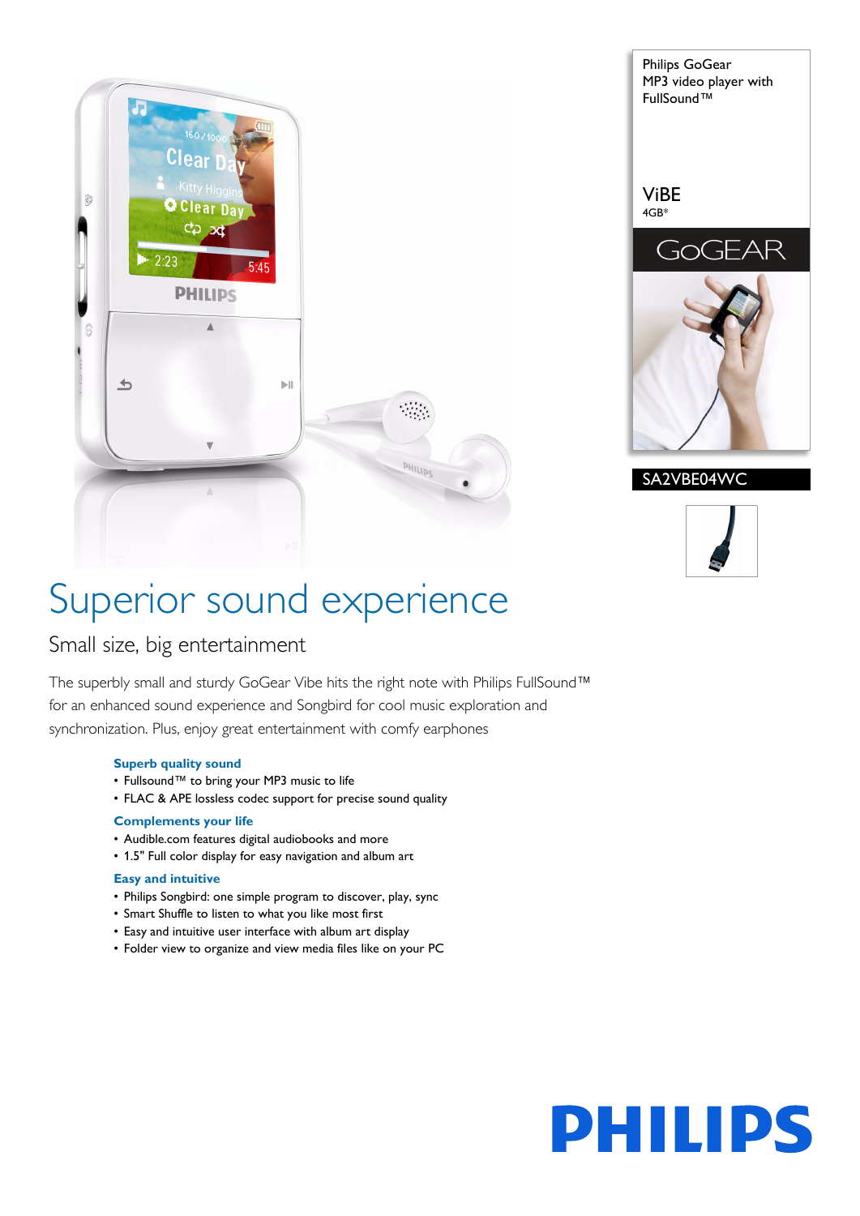Philips GoGear
MP3 video player with
FullSound™

ViBE
4GB*

GoGEAR

SA2VBE04WC

# Superior sound experience

## Small size, big entertainment

The superbly small and sturdy GoGear Vibe hits the right note with Philips FullSound™ for an enhanced sound experience and Songbird for cool music exploration and synchronization. Plus, enjoy great entertainment with comfy earphones

### Superb quality sound

- Fullsound™ to bring your MP3 music to life
- FLAC & APE lossless codec support for precise sound quality

### Complements your life

- Audible.com features digital audiobooks and more
- 1.5" Full color display for easy navigation and album art

### Easy and intuitive

- Philips Songbird: one simple program to discover, play, sync
- Smart Shuffle to listen to what you like most first
- Easy and intuitive user interface with album art display
- Folder view to organize and view media files like on your PC

PHILIPS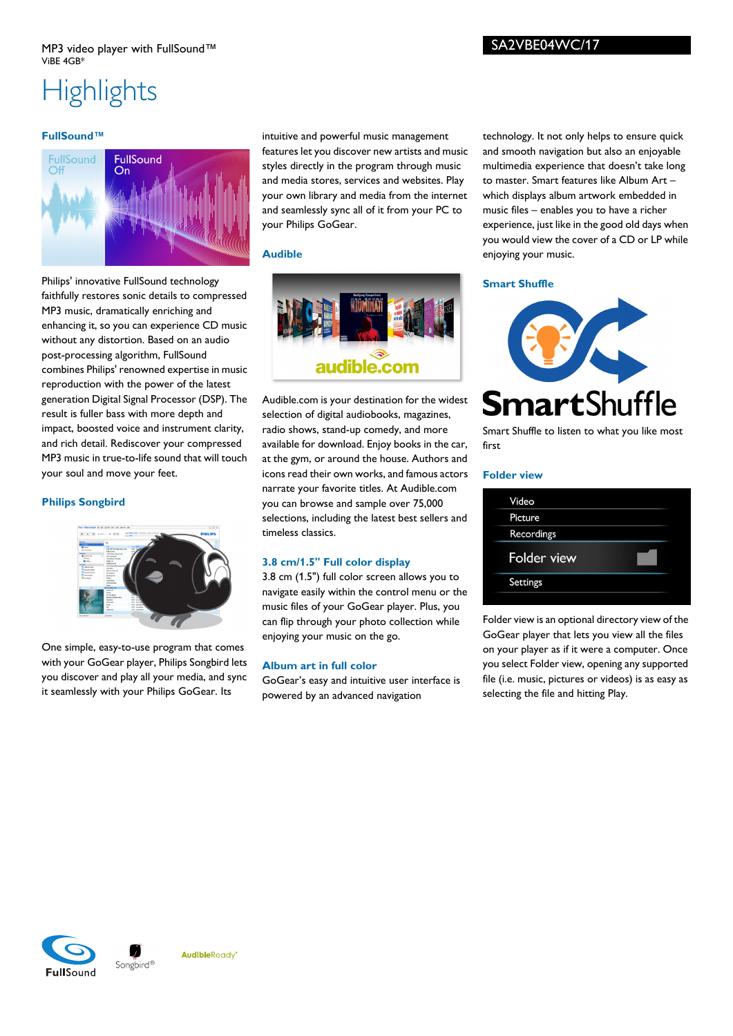MP3 video player with FullSound™
ViBE 4GB*

SA2VBE04WC/17

# Highlights

### FullSound™

Philips' innovative FullSound technology faithfully restores sonic details to compressed MP3 music, dramatically enriching and enhancing it, so you can experience CD music without any distortion. Based on an audio post-processing algorithm, FullSound combines Philips' renowned expertise in music reproduction with the power of the latest generation Digital Signal Processor (DSP). The result is fuller bass with more depth and impact, boosted voice and instrument clarity, and rich detail. Rediscover your compressed MP3 music in true-to-life sound that will touch your soul and move your feet.

### Philips Songbird

One simple, easy-to-use program that comes with your GoGear player, Philips Songbird lets you discover and play all your media, and sync it seamlessly with your Philips GoGear. Its intuitive and powerful music management features let you discover new artists and music styles directly in the program through music and media stores, services and websites. Play your own library and media from the internet and seamlessly sync all of it from your PC to your Philips GoGear.

### Audible

Audible.com is your destination for the widest selection of digital audiobooks, magazines, radio shows, stand-up comedy, and more available for download. Enjoy books in the car, at the gym, or around the house. Authors and icons read their own works, and famous actors narrate your favorite titles. At Audible.com you can browse and sample over 75,000 selections, including the latest best sellers and timeless classics.

### 3.8 cm/1.5" Full color display

3.8 cm (1.5") full color screen allows you to navigate easily within the control menu or the music files of your GoGear player. Plus, you can flip through your photo collection while enjoying your music on the go.

### Album art in full color

GoGear's easy and intuitive user interface is powered by an advanced navigation technology. It not only helps to ensure quick and smooth navigation but also an enjoyable multimedia experience that doesn't take long to master. Smart features like Album Art – which displays album artwork embedded in music files – enables you to have a richer experience, just like in the good old days when you would view the cover of a CD or LP while enjoying your music.

### Smart Shuffle

Smart Shuffle to listen to what you like most first

### Folder view

Folder view is an optional directory view of the GoGear player that lets you view all the files on your player as if it were a computer. Once you select Folder view, opening any supported file (i.e. music, pictures or videos) is as easy as selecting the file and hitting Play.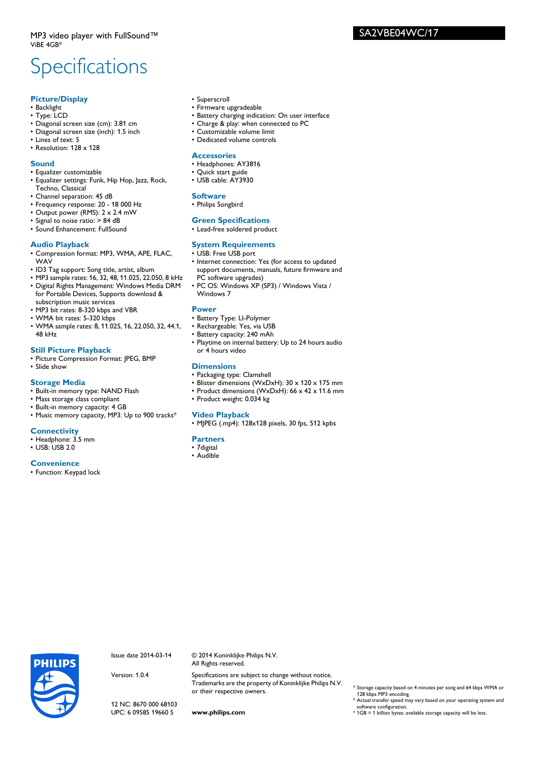MP3 video player with FullSound™
ViBE 4GB*

SA2VBE04WC/17

# Specifications

## Picture/Display
- Backlight
- Type: LCD
- Diagonal screen size (cm): 3.81 cm
- Diagonal screen size (inch): 1.5 inch
- Lines of text: 5
- Resolution: 128 x 128

## Sound
- Equalizer customizable
- Equalizer settings: Funk, Hip Hop, Jazz, Rock, Techno, Classical
- Channel separation: 45 dB
- Frequency response: 20 - 18 000 Hz
- Output power (RMS): 2 x 2.4 mW
- Signal to noise ratio: > 84 dB
- Sound Enhancement: FullSound

## Audio Playback
- Compression format: MP3, WMA, APE, FLAC, WAV
- ID3 Tag support: Song title, artist, album
- MP3 sample rates: 16, 32, 48, 11.025, 22.050, 8 kHz
- Digital Rights Management: Windows Media DRM for Portable Devices, Supports download & subscription music services
- MP3 bit rates: 8-320 kbps and VBR
- WMA bit rates: 5-320 kbps
- WMA sample rates: 8, 11.025, 16, 22.050, 32, 44.1, 48 kHz

## Still Picture Playback
- Picture Compression Format: JPEG, BMP
- Slide show

## Storage Media
- Built-in memory type: NAND Flash
- Mass storage class compliant
- Built-in memory capacity: 4 GB
- Music memory capacity, MP3: Up to 900 tracks*

## Connectivity
- Headphone: 3.5 mm
- USB: USB 2.0

## Convenience
- Function: Keypad lock
- Superscroll
- Firmware upgradeable
- Battery charging indication: On user interface
- Charge & play: when connected to PC
- Customizable volume limit
- Dedicated volume controls

## Accessories
- Headphones: AY3816
- Quick start guide
- USB cable: AY3930

## Software
- Philips Songbird

## Green Specifications
- Lead-free soldered product

## System Requirements
- USB: Free USB port
- Internet connection: Yes (for access to updated support documents, manuals, future firmware and PC software upgrades)
- PC OS: Windows XP (SP3) / Windows Vista / Windows 7

## Power
- Battery Type: LI-Polymer
- Rechargeable: Yes, via USB
- Battery capacity: 240 mAh
- Playtime on internal battery: Up to 24 hours audio or 4 hours video

## Dimensions
- Packaging type: Clamshell
- Blister dimensions (WxDxH): 30 x 120 x 175 mm
- Product dimensions (WxDxH): 66 x 42 x 11.6 mm
- Product weight: 0.034 kg

## Video Playback
- MJPEG (.mp4): 128x128 pixels, 30 fps, 512 kpbs

## Partners
- 7digital
- Audible

Issue date 2014-03-14

Version: 1.0.4

12 NC: 8670 000 68103
UPC: 6 09585 19660 5

© 2014 Koninklijke Philips N.V.
All Rights reserved.

Specifications are subject to change without notice. Trademarks are the property of Koninklijke Philips N.V. or their respective owners.

www.philips.com

* Storage capacity based on 4 minutes per song and 64 kbps WMA or 128 kbps MP3 encoding.
* Actual transfer speed may vary based on your operating system and software configuration.
* 1GB = 1 billion bytes; available storage capacity will be less.